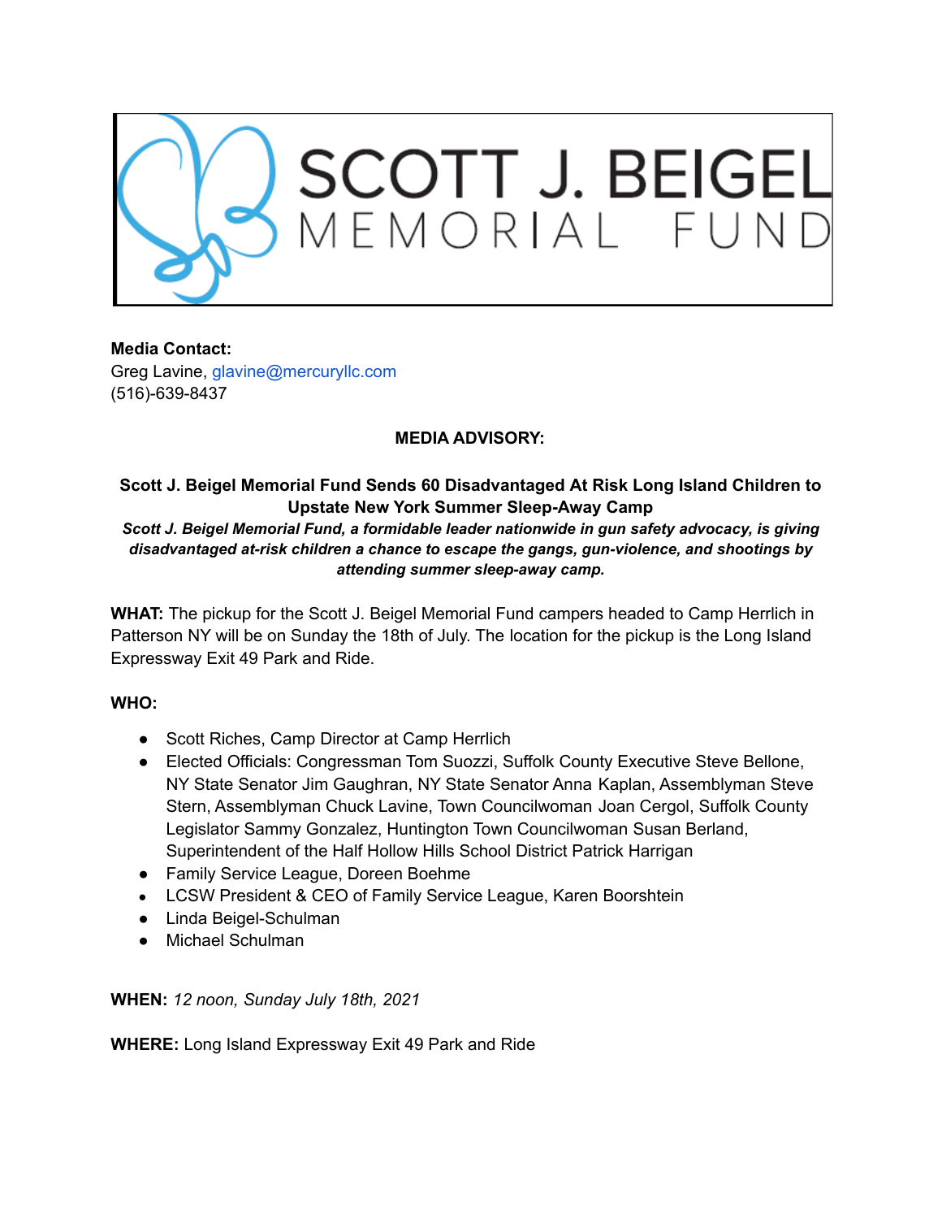# SCOTT J. BEIGEL MEMORIAL FUND

**Media Contact:**
Greg Lavine, glavine@mercuryllc.com
(516)-639-8437

**MEDIA ADVISORY:**

**Scott J. Beigel Memorial Fund Sends 60 Disadvantaged At Risk Long Island Children to Upstate New York Summer Sleep-Away Camp**

***Scott J. Beigel Memorial Fund, a formidable leader nationwide in gun safety advocacy, is giving disadvantaged at-risk children a chance to escape the gangs, gun-violence, and shootings by attending summer sleep-away camp.***

**WHAT:** The pickup for the Scott J. Beigel Memorial Fund campers headed to Camp Herrlich in Patterson NY will be on Sunday the 18th of July. The location for the pickup is the Long Island Expressway Exit 49 Park and Ride.

**WHO:**

- Scott Riches, Camp Director at Camp Herrlich
- Elected Officials: Congressman Tom Suozzi, Suffolk County Executive Steve Bellone, NY State Senator Jim Gaughran, NY State Senator Anna Kaplan, Assemblyman Steve Stern, Assemblyman Chuck Lavine, Town Councilwoman Joan Cergol, Suffolk County Legislator Sammy Gonzalez, Huntington Town Councilwoman Susan Berland, Superintendent of the Half Hollow Hills School District Patrick Harrigan
- Family Service League, Doreen Boehme
- LCSW President & CEO of Family Service League, Karen Boorshtein
- Linda Beigel-Schulman
- Michael Schulman

**WHEN:** *12 noon, Sunday July 18th, 2021*

**WHERE:** Long Island Expressway Exit 49 Park and Ride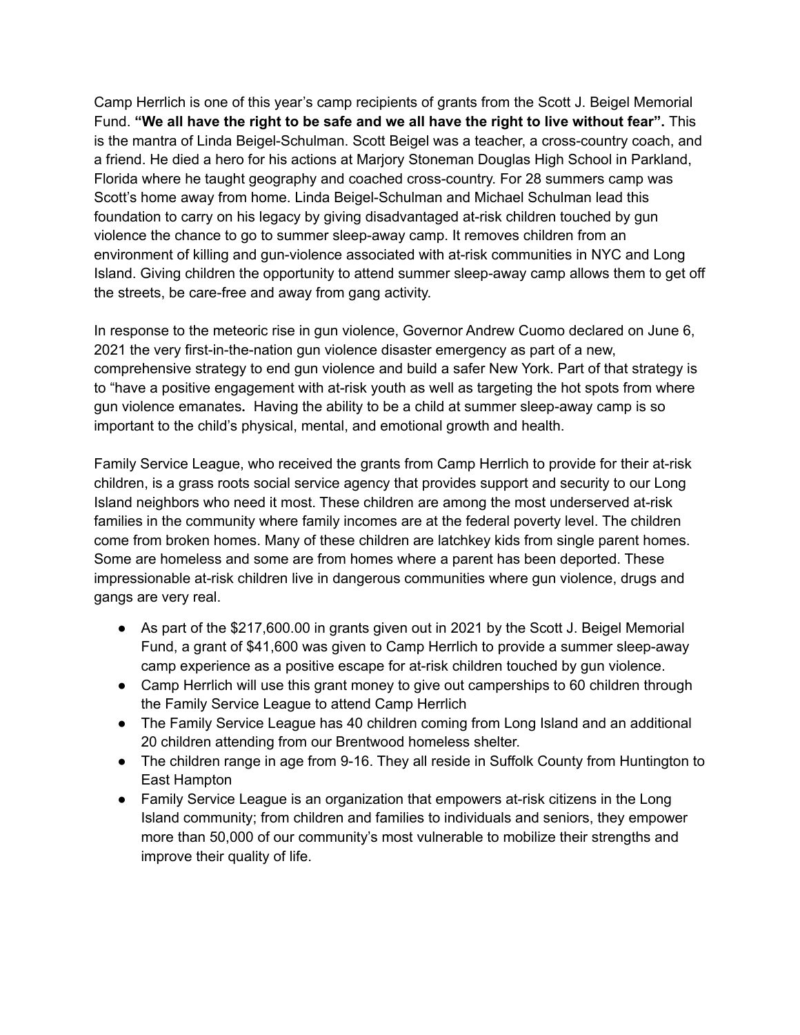Camp Herrlich is one of this year's camp recipients of grants from the Scott J. Beigel Memorial Fund. **"We all have the right to be safe and we all have the right to live without fear".** This is the mantra of Linda Beigel-Schulman. Scott Beigel was a teacher, a cross-country coach, and a friend. He died a hero for his actions at Marjory Stoneman Douglas High School in Parkland, Florida where he taught geography and coached cross-country. For 28 summers camp was Scott's home away from home. Linda Beigel-Schulman and Michael Schulman lead this foundation to carry on his legacy by giving disadvantaged at-risk children touched by gun violence the chance to go to summer sleep-away camp. It removes children from an environment of killing and gun-violence associated with at-risk communities in NYC and Long Island. Giving children the opportunity to attend summer sleep-away camp allows them to get off the streets, be care-free and away from gang activity.

In response to the meteoric rise in gun violence, Governor Andrew Cuomo declared on June 6, 2021 the very first-in-the-nation gun violence disaster emergency as part of a new, comprehensive strategy to end gun violence and build a safer New York. Part of that strategy is to "have a positive engagement with at-risk youth as well as targeting the hot spots from where gun violence emanates**.** Having the ability to be a child at summer sleep-away camp is so important to the child's physical, mental, and emotional growth and health.

Family Service League, who received the grants from Camp Herrlich to provide for their at-risk children, is a grass roots social service agency that provides support and security to our Long Island neighbors who need it most. These children are among the most underserved at-risk families in the community where family incomes are at the federal poverty level. The children come from broken homes. Many of these children are latchkey kids from single parent homes. Some are homeless and some are from homes where a parent has been deported. These impressionable at-risk children live in dangerous communities where gun violence, drugs and gangs are very real.

- As part of the $217,600.00 in grants given out in 2021 by the Scott J. Beigel Memorial Fund, a grant of $41,600 was given to Camp Herrlich to provide a summer sleep-away camp experience as a positive escape for at-risk children touched by gun violence.
- Camp Herrlich will use this grant money to give out camperships to 60 children through the Family Service League to attend Camp Herrlich
- The Family Service League has 40 children coming from Long Island and an additional 20 children attending from our Brentwood homeless shelter.
- The children range in age from 9-16. They all reside in Suffolk County from Huntington to East Hampton
- Family Service League is an organization that empowers at-risk citizens in the Long Island community; from children and families to individuals and seniors, they empower more than 50,000 of our community's most vulnerable to mobilize their strengths and improve their quality of life.